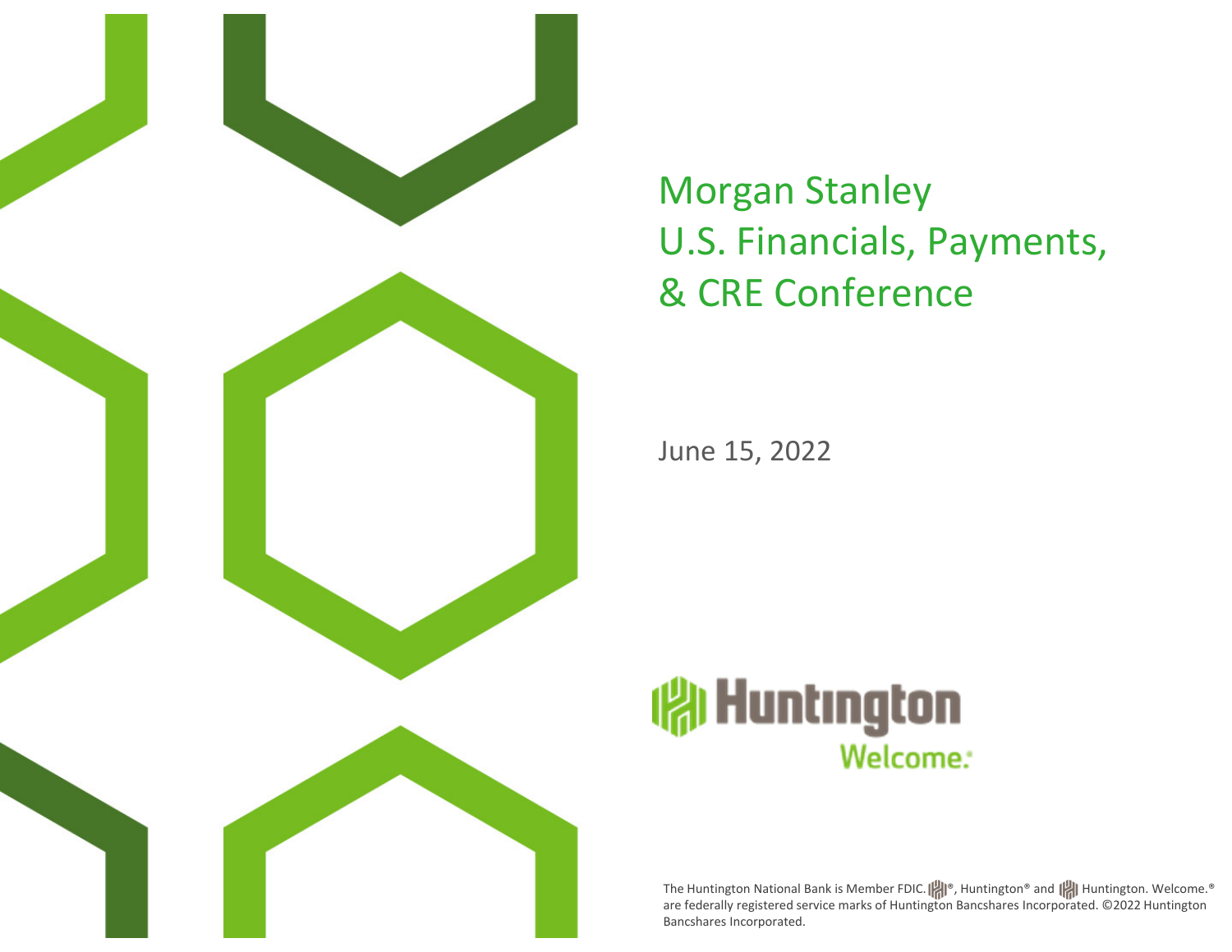# Morgan Stanley U.S. Financials, Payments, & CRE Conference

June 15, 2022

Huntington
Welcome.

The Huntington National Bank is Member FDIC. ®, Huntington® and Huntington. Welcome.® are federally registered service marks of Huntington Bancshares Incorporated. ©2022 Huntington Bancshares Incorporated.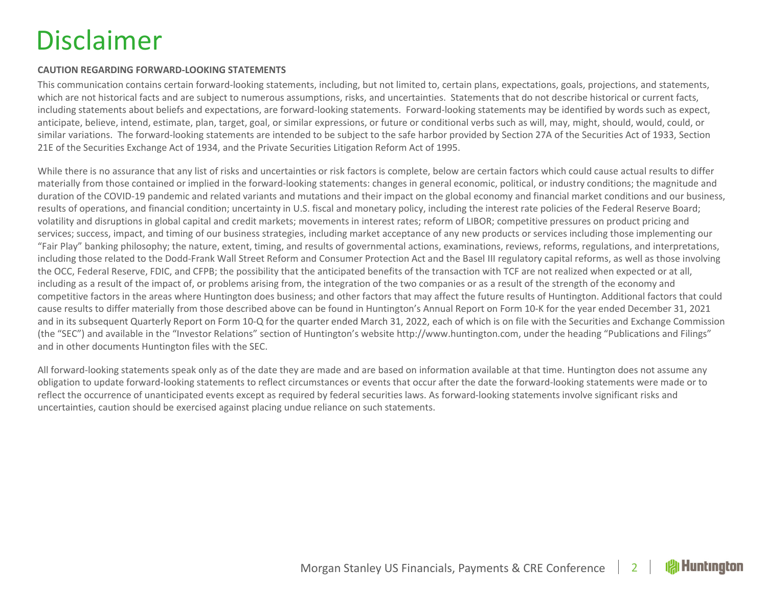# Disclaimer

**CAUTION REGARDING FORWARD-LOOKING STATEMENTS**

This communication contains certain forward-looking statements, including, but not limited to, certain plans, expectations, goals, projections, and statements, which are not historical facts and are subject to numerous assumptions, risks, and uncertainties. Statements that do not describe historical or current facts, including statements about beliefs and expectations, are forward-looking statements. Forward-looking statements may be identified by words such as expect, anticipate, believe, intend, estimate, plan, target, goal, or similar expressions, or future or conditional verbs such as will, may, might, should, would, could, or similar variations. The forward-looking statements are intended to be subject to the safe harbor provided by Section 27A of the Securities Act of 1933, Section 21E of the Securities Exchange Act of 1934, and the Private Securities Litigation Reform Act of 1995.

While there is no assurance that any list of risks and uncertainties or risk factors is complete, below are certain factors which could cause actual results to differ materially from those contained or implied in the forward-looking statements: changes in general economic, political, or industry conditions; the magnitude and duration of the COVID-19 pandemic and related variants and mutations and their impact on the global economy and financial market conditions and our business, results of operations, and financial condition; uncertainty in U.S. fiscal and monetary policy, including the interest rate policies of the Federal Reserve Board; volatility and disruptions in global capital and credit markets; movements in interest rates; reform of LIBOR; competitive pressures on product pricing and services; success, impact, and timing of our business strategies, including market acceptance of any new products or services including those implementing our "Fair Play" banking philosophy; the nature, extent, timing, and results of governmental actions, examinations, reviews, reforms, regulations, and interpretations, including those related to the Dodd-Frank Wall Street Reform and Consumer Protection Act and the Basel III regulatory capital reforms, as well as those involving the OCC, Federal Reserve, FDIC, and CFPB; the possibility that the anticipated benefits of the transaction with TCF are not realized when expected or at all, including as a result of the impact of, or problems arising from, the integration of the two companies or as a result of the strength of the economy and competitive factors in the areas where Huntington does business; and other factors that may affect the future results of Huntington. Additional factors that could cause results to differ materially from those described above can be found in Huntington's Annual Report on Form 10-K for the year ended December 31, 2021 and in its subsequent Quarterly Report on Form 10-Q for the quarter ended March 31, 2022, each of which is on file with the Securities and Exchange Commission (the "SEC") and available in the "Investor Relations" section of Huntington's website http://www.huntington.com, under the heading "Publications and Filings" and in other documents Huntington files with the SEC.

All forward-looking statements speak only as of the date they are made and are based on information available at that time. Huntington does not assume any obligation to update forward-looking statements to reflect circumstances or events that occur after the date the forward-looking statements were made or to reflect the occurrence of unanticipated events except as required by federal securities laws. As forward-looking statements involve significant risks and uncertainties, caution should be exercised against placing undue reliance on such statements.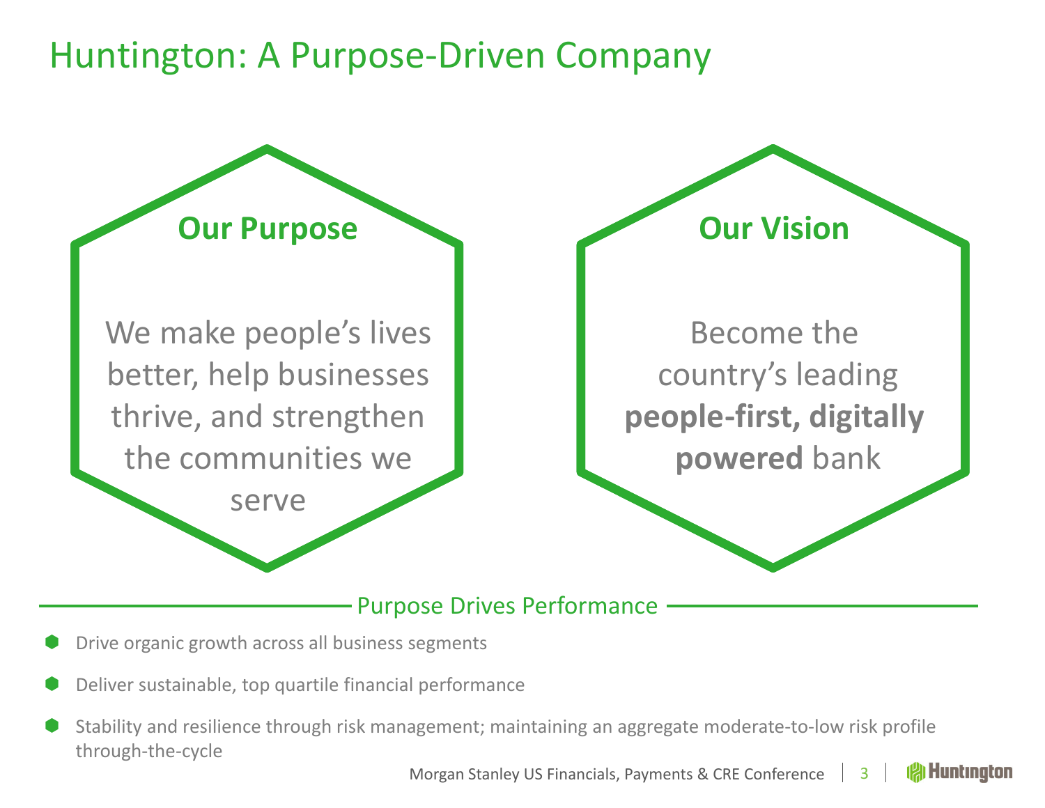# Huntington: A Purpose-Driven Company

## Our Purpose

We make people's lives better, help businesses thrive, and strengthen the communities we serve

## Our Vision

Become the country's leading **people-first, digitally powered** bank

## Purpose Drives Performance

- Drive organic growth across all business segments
- Deliver sustainable, top quartile financial performance
- Stability and resilience through risk management; maintaining an aggregate moderate-to-low risk profile through-the-cycle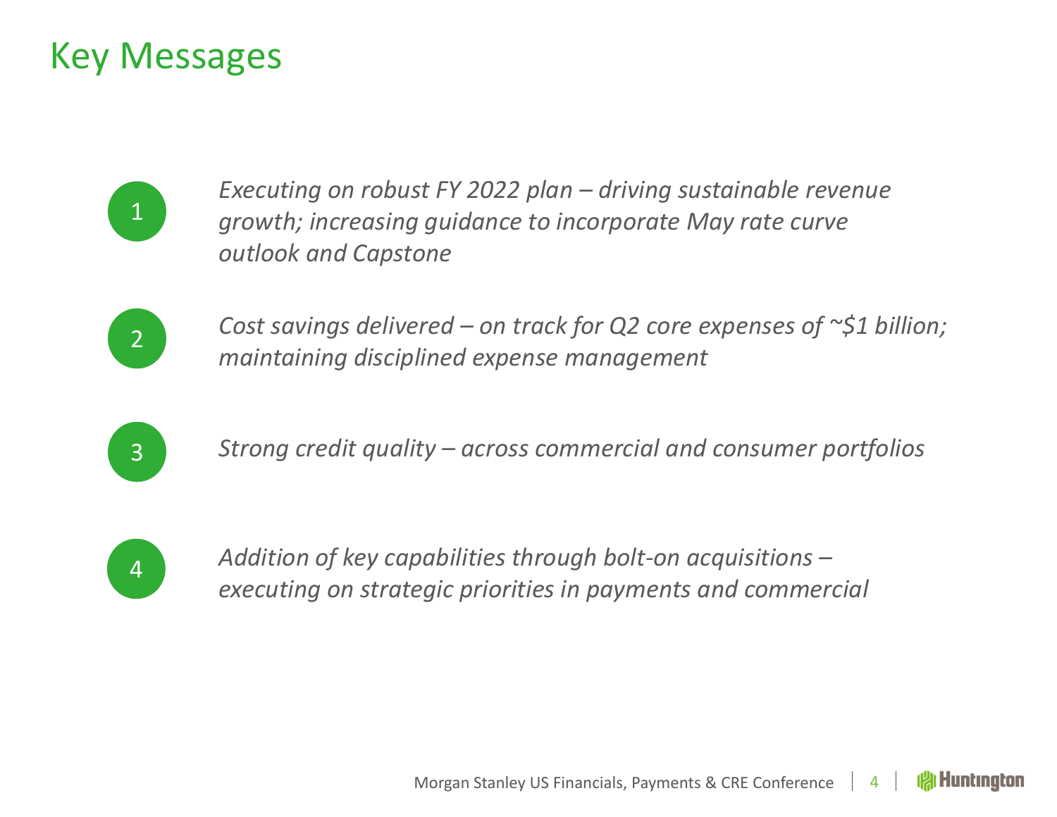# Key Messages

1. *Executing on robust FY 2022 plan – driving sustainable revenue growth; increasing guidance to incorporate May rate curve outlook and Capstone*

2. *Cost savings delivered – on track for Q2 core expenses of ~$1 billion; maintaining disciplined expense management*

3. *Strong credit quality – across commercial and consumer portfolios*

4. *Addition of key capabilities through bolt-on acquisitions – executing on strategic priorities in payments and commercial*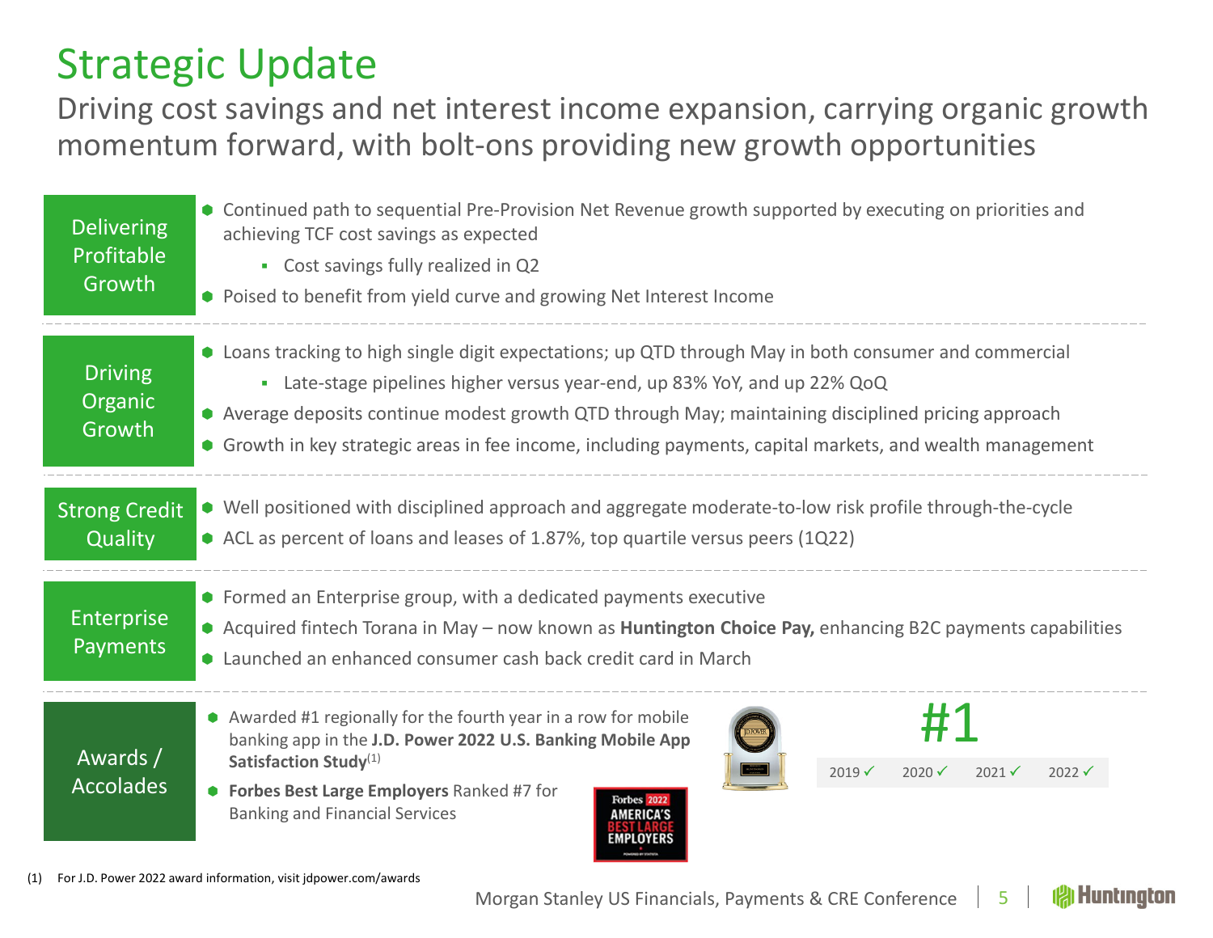# Strategic Update

Driving cost savings and net interest income expansion, carrying organic growth momentum forward, with bolt-ons providing new growth opportunities

## Delivering Profitable Growth

- Continued path to sequential Pre-Provision Net Revenue growth supported by executing on priorities and achieving TCF cost savings as expected
  - Cost savings fully realized in Q2
- Poised to benefit from yield curve and growing Net Interest Income

## Driving Organic Growth

- Loans tracking to high single digit expectations; up QTD through May in both consumer and commercial
  - Late-stage pipelines higher versus year-end, up 83% YoY, and up 22% QoQ
- Average deposits continue modest growth QTD through May; maintaining disciplined pricing approach
- Growth in key strategic areas in fee income, including payments, capital markets, and wealth management

## Strong Credit Quality

- Well positioned with disciplined approach and aggregate moderate-to-low risk profile through-the-cycle
- ACL as percent of loans and leases of 1.87%, top quartile versus peers (1Q22)

## Enterprise Payments

- Formed an Enterprise group, with a dedicated payments executive
- Acquired fintech Torana in May – now known as **Huntington Choice Pay,** enhancing B2C payments capabilities
- Launched an enhanced consumer cash back credit card in March

## Awards / Accolades

- Awarded #1 regionally for the fourth year in a row for mobile banking app in the **J.D. Power 2022 U.S. Banking Mobile App Satisfaction Study**(1)
- **Forbes Best Large Employers** Ranked #7 for Banking and Financial Services

Forbes 2022 AMERICA'S BEST LARGE EMPLOYERS

#1

2019 ✓ 2020 ✓ 2021 ✓ 2022 ✓

(1) For J.D. Power 2022 award information, visit jdpower.com/awards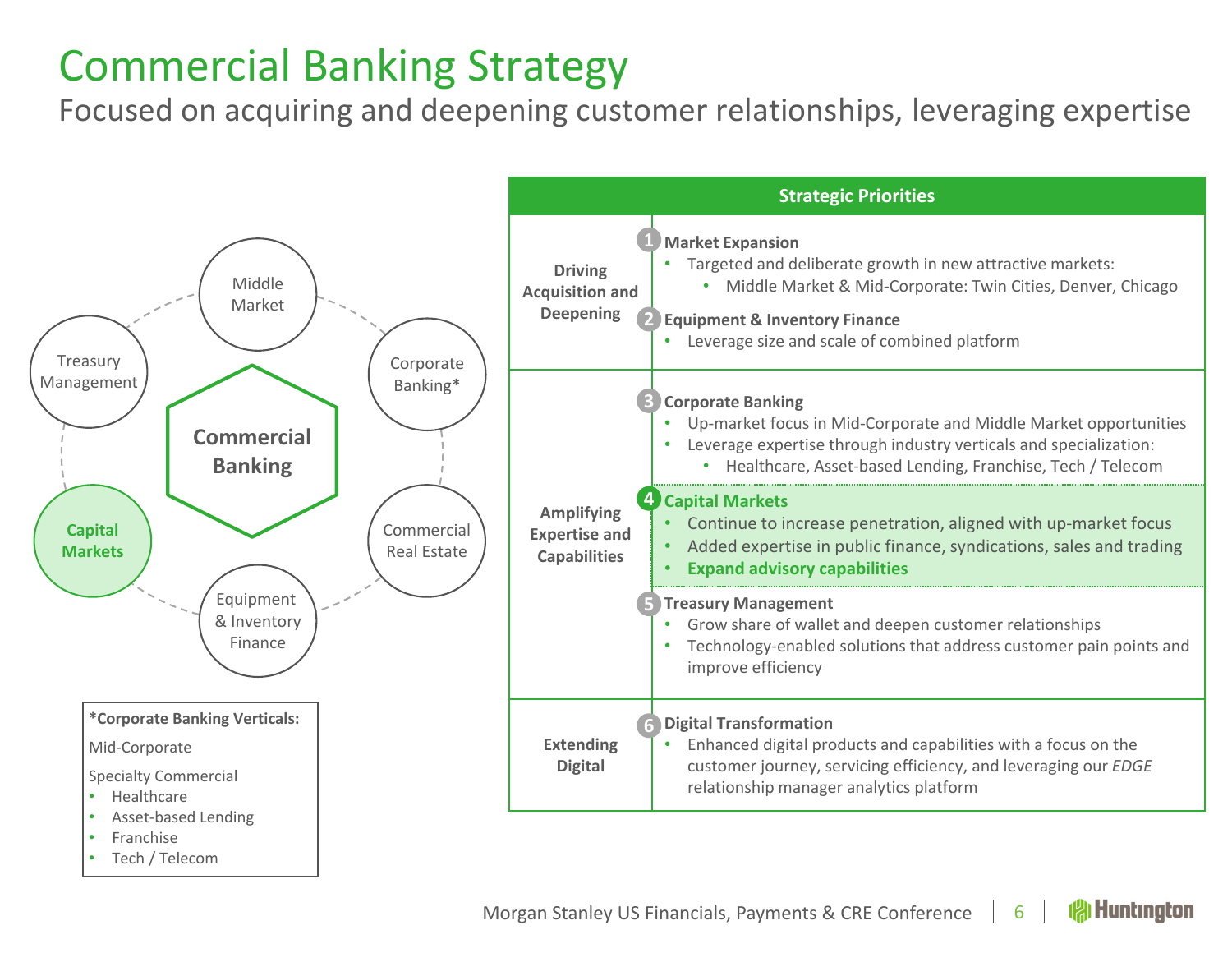# Commercial Banking Strategy

## Focused on acquiring and deepening customer relationships, leveraging expertise

**Commercial Banking**

- Middle Market
- Corporate Banking*
- Commercial Real Estate
- Equipment & Inventory Finance
- **Capital Markets**
- Treasury Management

**\*Corporate Banking Verticals:**

Mid-Corporate

Specialty Commercial
- Healthcare
- Asset-based Lending
- Franchise
- Tech / Telecom

| | Strategic Priorities |
|---|---|
| **Driving Acquisition and Deepening** | **1 Market Expansion**<br>• Targeted and deliberate growth in new attractive markets:<br>  • Middle Market & Mid-Corporate: Twin Cities, Denver, Chicago<br>**2 Equipment & Inventory Finance**<br>• Leverage size and scale of combined platform |
| **Amplifying Expertise and Capabilities** | **3 Corporate Banking**<br>• Up-market focus in Mid-Corporate and Middle Market opportunities<br>• Leverage expertise through industry verticals and specialization:<br>  • Healthcare, Asset-based Lending, Franchise, Tech / Telecom<br>**4 Capital Markets**<br>• Continue to increase penetration, aligned with up-market focus<br>• Added expertise in public finance, syndications, sales and trading<br>• **Expand advisory capabilities**<br>**5 Treasury Management**<br>• Grow share of wallet and deepen customer relationships<br>• Technology-enabled solutions that address customer pain points and improve efficiency |
| **Extending Digital** | **6 Digital Transformation**<br>• Enhanced digital products and capabilities with a focus on the customer journey, servicing efficiency, and leveraging our *EDGE* relationship manager analytics platform |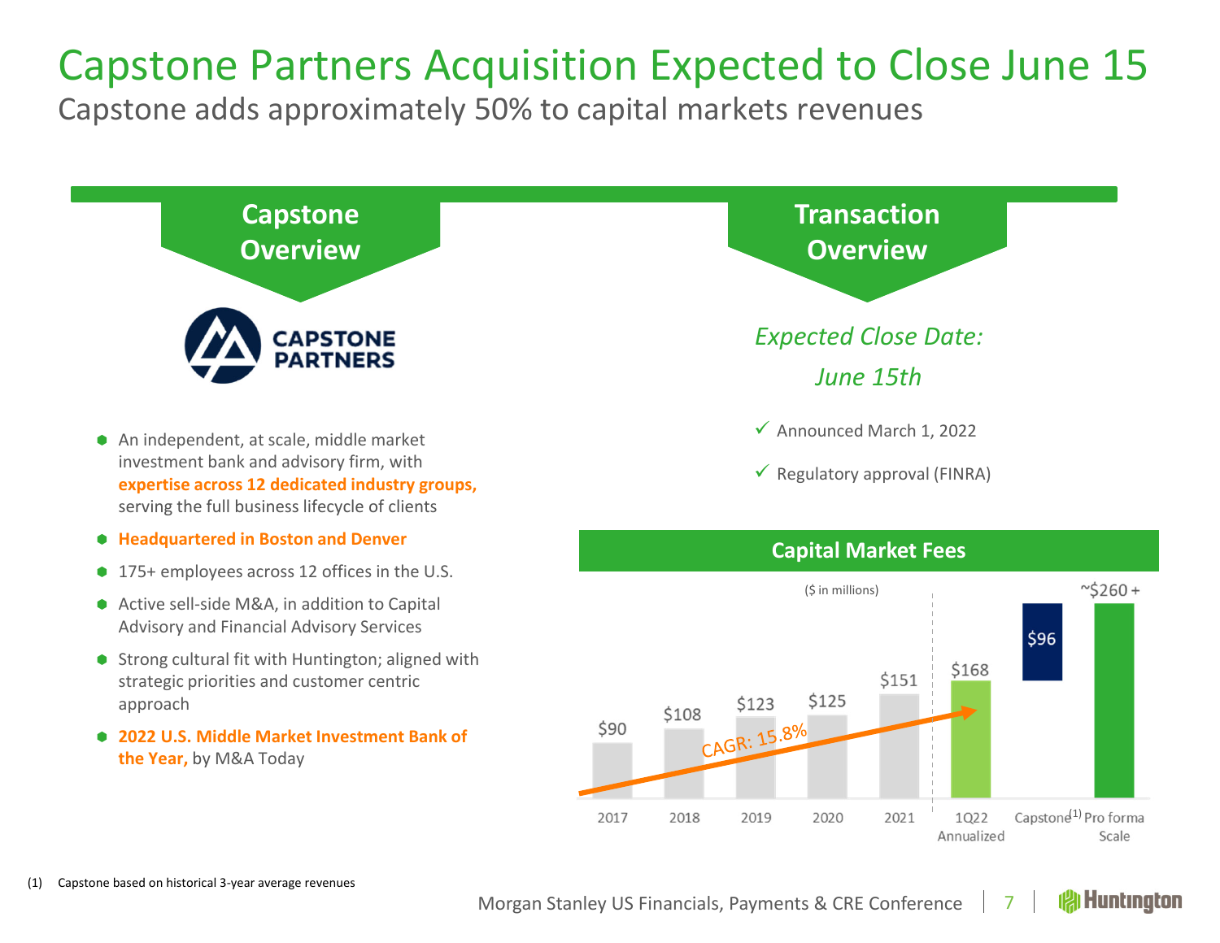# Capstone Partners Acquisition Expected to Close June 15

Capstone adds approximately 50% to capital markets revenues

## Capstone Overview

CAPSTONE PARTNERS

- An independent, at scale, middle market investment bank and advisory firm, with **expertise across 12 dedicated industry groups,** serving the full business lifecycle of clients
- **Headquartered in Boston and Denver**
- 175+ employees across 12 offices in the U.S.
- Active sell-side M&A, in addition to Capital Advisory and Financial Advisory Services
- Strong cultural fit with Huntington; aligned with strategic priorities and customer centric approach
- **2022 U.S. Middle Market Investment Bank of the Year,** by M&A Today

## Transaction Overview

*Expected Close Date: June 15th*

- ✓ Announced March 1, 2022
- ✓ Regulatory approval (FINRA)

### Capital Market Fees

($ in millions)

| 2017 | 2018 | 2019 | 2020 | 2021 | 1Q22 Annualized | Capstone[1] | Pro forma Scale |
|---|---|---|---|---|---|---|---|
| $90 | $108 | $123 | $125 | $151 | $168 | $96 | ~$260 + |

CAGR: 15.8%

(1) Capstone based on historical 3-year average revenues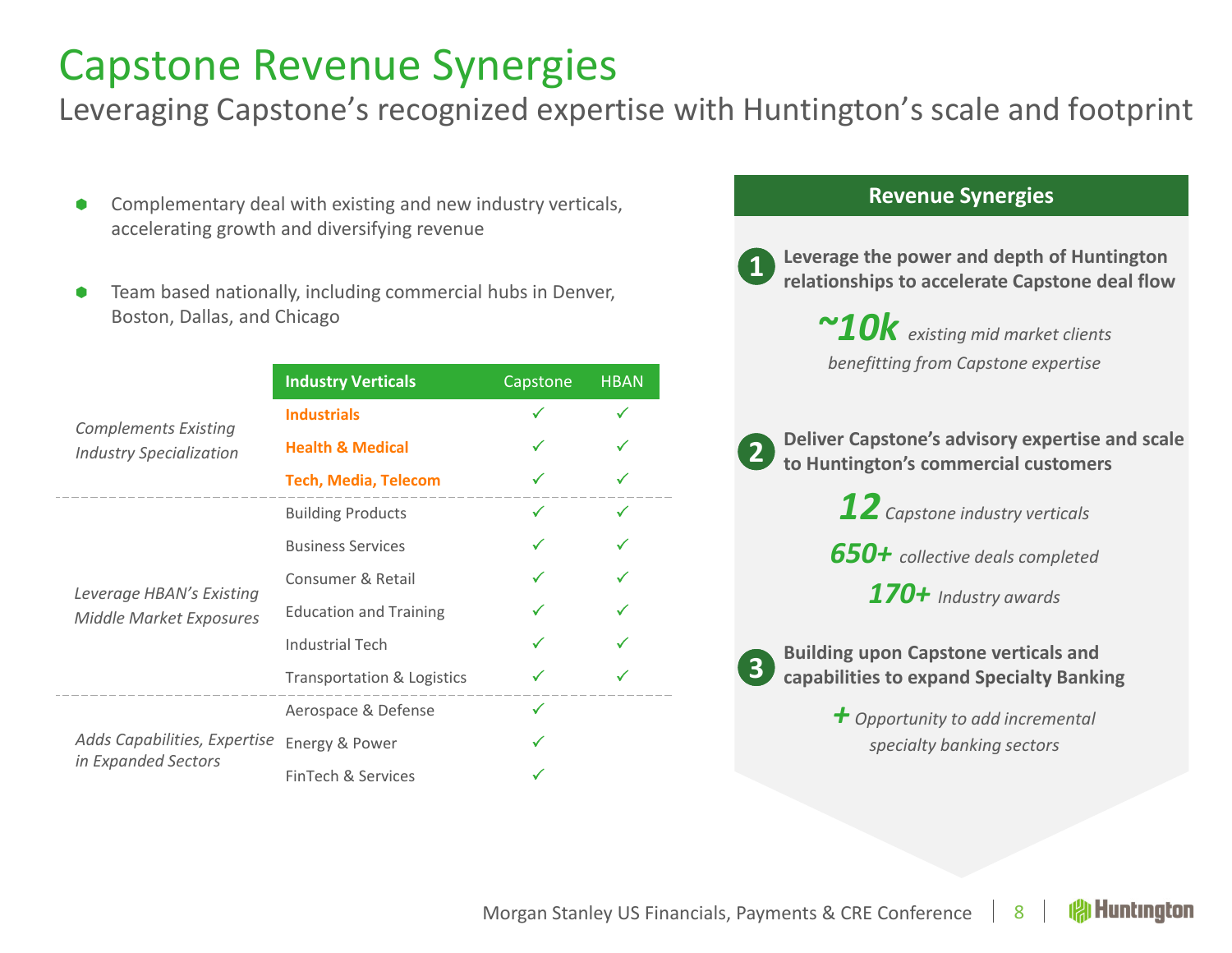# Capstone Revenue Synergies

## Leveraging Capstone's recognized expertise with Huntington's scale and footprint

- Complementary deal with existing and new industry verticals, accelerating growth and diversifying revenue
- Team based nationally, including commercial hubs in Denver, Boston, Dallas, and Chicago

| | Industry Verticals | Capstone | HBAN |
|---|---|---|---|
| *Complements Existing Industry Specialization* | **Industrials** | ✓ | ✓ |
| | **Health & Medical** | ✓ | ✓ |
| | **Tech, Media, Telecom** | ✓ | ✓ |
| *Leverage HBAN's Existing Middle Market Exposures* | Building Products | ✓ | ✓ |
| | Business Services | ✓ | ✓ |
| | Consumer & Retail | ✓ | ✓ |
| | Education and Training | ✓ | ✓ |
| | Industrial Tech | ✓ | ✓ |
| | Transportation & Logistics | ✓ | ✓ |
| *Adds Capabilities, Expertise in Expanded Sectors* | Aerospace & Defense | ✓ | |
| | Energy & Power | ✓ | |
| | FinTech & Services | ✓ | |

### Revenue Synergies

1. **Leverage the power and depth of Huntington relationships to accelerate Capstone deal flow**

   **~10k** *existing mid market clients benefitting from Capstone expertise*

2. **Deliver Capstone's advisory expertise and scale to Huntington's commercial customers**

   **12** *Capstone industry verticals*

   **650+** *collective deals completed*

   **170+** *Industry awards*

3. **Building upon Capstone verticals and capabilities to expand Specialty Banking**

   **+** *Opportunity to add incremental specialty banking sectors*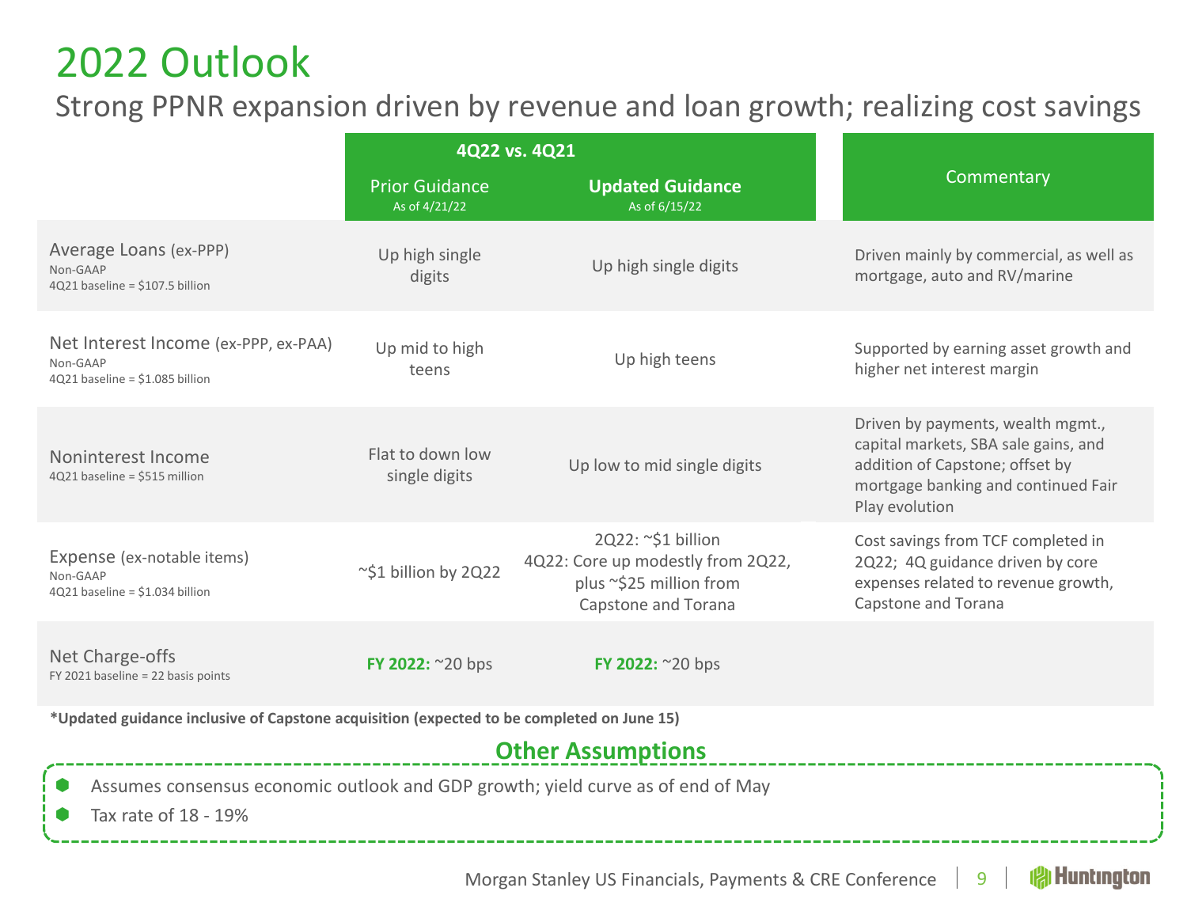# 2022 Outlook

## Strong PPNR expansion driven by revenue and loan growth; realizing cost savings

| | 4Q22 vs. 4Q21 | | Commentary |
|---|---|---|---|
| | Prior Guidance As of 4/21/22 | **Updated Guidance** As of 6/15/22 | |
| Average Loans (ex-PPP) Non-GAAP 4Q21 baseline = $107.5 billion | Up high single digits | Up high single digits | Driven mainly by commercial, as well as mortgage, auto and RV/marine |
| Net Interest Income (ex-PPP, ex-PAA) Non-GAAP 4Q21 baseline = $1.085 billion | Up mid to high teens | Up high teens | Supported by earning asset growth and higher net interest margin |
| Noninterest Income 4Q21 baseline = $515 million | Flat to down low single digits | Up low to mid single digits | Driven by payments, wealth mgmt., capital markets, SBA sale gains, and addition of Capstone; offset by mortgage banking and continued Fair Play evolution |
| Expense (ex-notable items) Non-GAAP 4Q21 baseline = $1.034 billion | ~$1 billion by 2Q22 | 2Q22: ~$1 billion 4Q22: Core up modestly from 2Q22, plus ~$25 million from Capstone and Torana | Cost savings from TCF completed in 2Q22; 4Q guidance driven by core expenses related to revenue growth, Capstone and Torana |
| Net Charge-offs FY 2021 baseline = 22 basis points | **FY 2022:** ~20 bps | **FY 2022:** ~20 bps | |

**\*Updated guidance inclusive of Capstone acquisition (expected to be completed on June 15)**

### Other Assumptions

- Assumes consensus economic outlook and GDP growth; yield curve as of end of May
- Tax rate of 18 - 19%